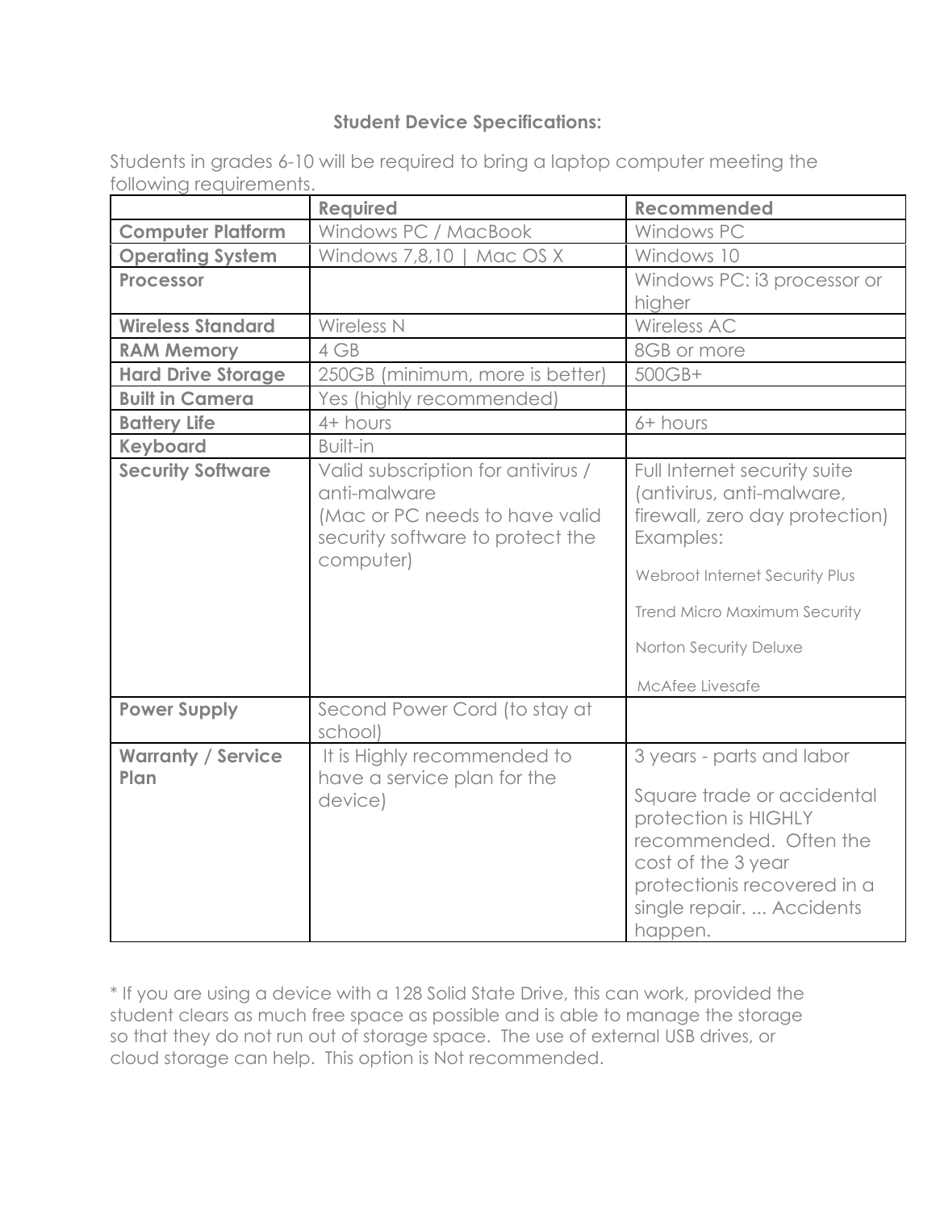## Student Device Specifications:

Students in grades 6-10 will be required to bring a laptop computer meeting the following requirements.

| | Required | Recommended |
|---|---|---|
| **Computer Platform** | Windows PC / MacBook | Windows PC |
| **Operating System** | Windows 7,8,10 \| Mac OS X | Windows 10 |
| **Processor** | | Windows PC: i3 processor or higher |
| **Wireless Standard** | Wireless N | Wireless AC |
| **RAM Memory** | 4 GB | 8GB or more |
| **Hard Drive Storage** | 250GB (minimum, more is better) | 500GB+ |
| **Built in Camera** | Yes (highly recommended) | |
| **Battery Life** | 4+ hours | 6+ hours |
| **Keyboard** | Built-in | |
| **Security Software** | Valid subscription for antivirus / anti-malware (Mac or PC needs to have valid security software to protect the computer) | Full Internet security suite (antivirus, anti-malware, firewall, zero day protection) Examples: Webroot Internet Security Plus; Trend Micro Maximum Security; Norton Security Deluxe; McAfee Livesafe |
| **Power Supply** | Second Power Cord (to stay at school) | |
| **Warranty / Service Plan** | It is Highly recommended to have a service plan for the device) | 3 years - parts and labor. Square trade or accidental protection is HIGHLY recommended. Often the cost of the 3 year protectionis recovered in a single repair. ... Accidents happen. |

* If you are using a device with a 128 Solid State Drive, this can work, provided the student clears as much free space as possible and is able to manage the storage so that they do not run out of storage space. The use of external USB drives, or cloud storage can help. This option is Not recommended.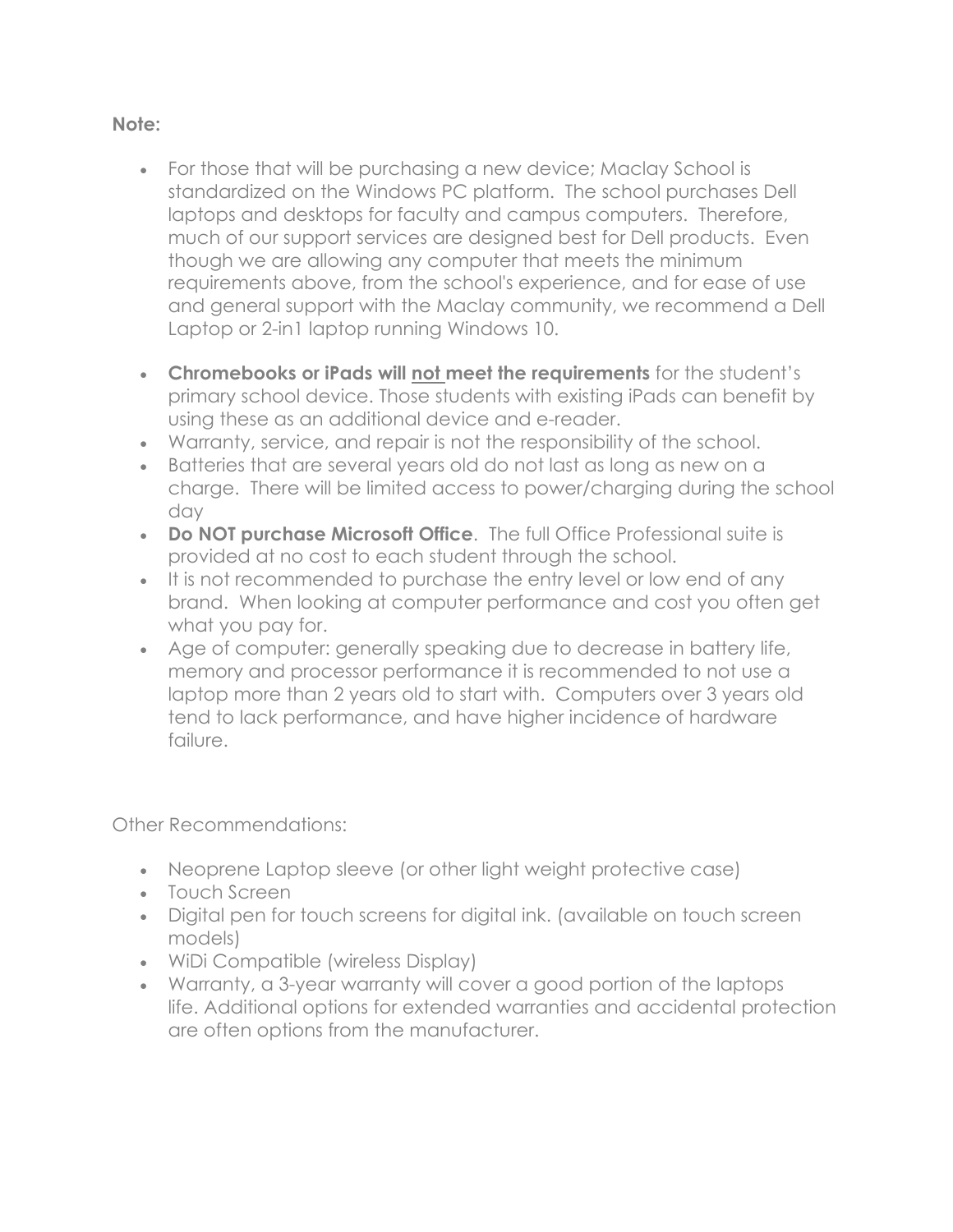**Note:**

- For those that will be purchasing a new device; Maclay School is standardized on the Windows PC platform. The school purchases Dell laptops and desktops for faculty and campus computers. Therefore, much of our support services are designed best for Dell products. Even though we are allowing any computer that meets the minimum requirements above, from the school's experience, and for ease of use and general support with the Maclay community, we recommend a Dell Laptop or 2-in1 laptop running Windows 10.

- **Chromebooks or iPads will <u>not</u> meet the requirements** for the student's primary school device. Those students with existing iPads can benefit by using these as an additional device and e-reader.
- Warranty, service, and repair is not the responsibility of the school.
- Batteries that are several years old do not last as long as new on a charge. There will be limited access to power/charging during the school day
- **Do NOT purchase Microsoft Office**. The full Office Professional suite is provided at no cost to each student through the school.
- It is not recommended to purchase the entry level or low end of any brand. When looking at computer performance and cost you often get what you pay for.
- Age of computer: generally speaking due to decrease in battery life, memory and processor performance it is recommended to not use a laptop more than 2 years old to start with. Computers over 3 years old tend to lack performance, and have higher incidence of hardware failure.

Other Recommendations:

- Neoprene Laptop sleeve (or other light weight protective case)
- Touch Screen
- Digital pen for touch screens for digital ink. (available on touch screen models)
- WiDi Compatible (wireless Display)
- Warranty, a 3-year warranty will cover a good portion of the laptops life. Additional options for extended warranties and accidental protection are often options from the manufacturer.